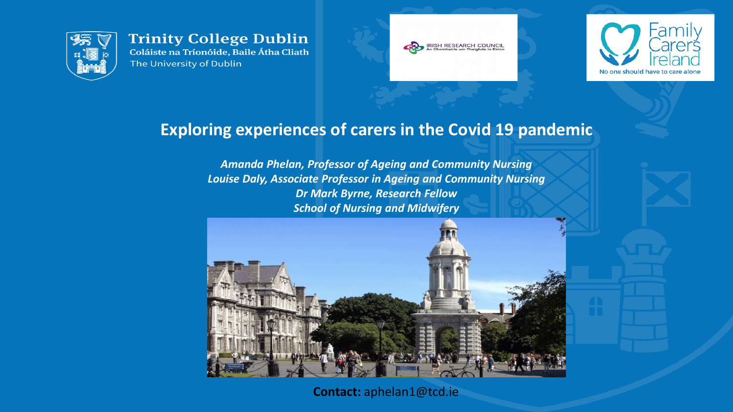Trinity College Dublin
Coláiste na Tríonóide, Baile Átha Cliath
The University of Dublin

IRISH RESEARCH COUNCIL
An Chomhairle um Thaighde in Éirinn

Family Carers Ireland
No one should have to care alone

# Exploring experiences of carers in the Covid 19 pandemic

*Amanda Phelan, Professor of Ageing and Community Nursing*
*Louise Daly, Associate Professor in Ageing and Community Nursing*
*Dr Mark Byrne, Research Fellow*
*School of Nursing and Midwifery*

**Contact:** aphelan1@tcd.ie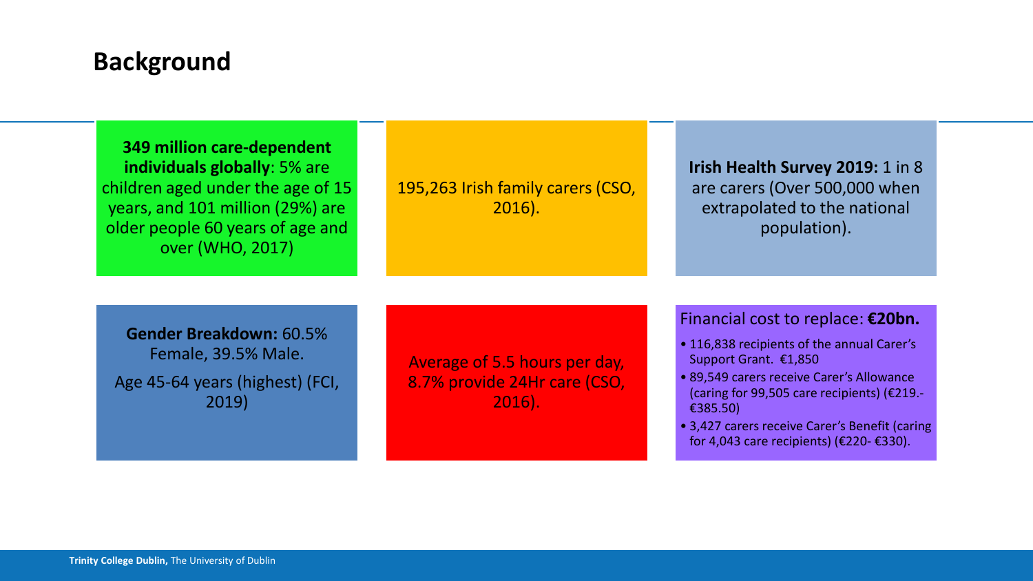## Background

**349 million care-dependent individuals globally**: 5% are children aged under the age of 15 years, and 101 million (29%) are older people 60 years of age and over (WHO, 2017)

195,263 Irish family carers (CSO, 2016).

**Irish Health Survey 2019:** 1 in 8 are carers (Over 500,000 when extrapolated to the national population).

**Gender Breakdown:** 60.5% Female, 39.5% Male.

Age 45-64 years (highest) (FCI, 2019)

Average of 5.5 hours per day, 8.7% provide 24Hr care (CSO, 2016).

Financial cost to replace: **€20bn.**

- 116,838 recipients of the annual Carer's Support Grant. €1,850
- 89,549 carers receive Carer's Allowance (caring for 99,505 care recipients) (€219.-€385.50)
- 3,427 carers receive Carer's Benefit (caring for 4,043 care recipients) (€220- €330).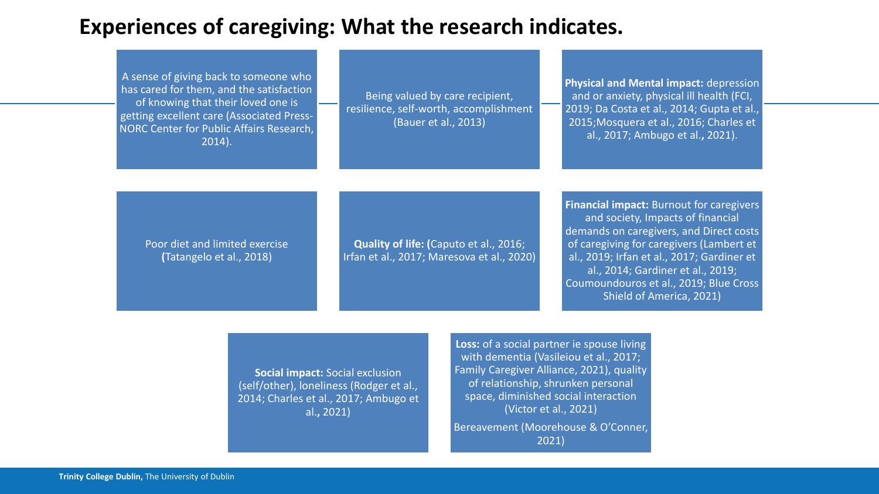## Experiences of caregiving: What the research indicates.

A sense of giving back to someone who has cared for them, and the satisfaction of knowing that their loved one is getting excellent care (Associated Press-NORC Center for Public Affairs Research, 2014).

Being valued by care recipient, resilience, self-worth, accomplishment (Bauer et al., 2013)

**Physical and Mental impact:** depression and or anxiety, physical ill health (FCI, 2019; Da Costa et al., 2014; Gupta et al., 2015;Mosquera et al., 2016; Charles et al., 2017; Ambugo et al**.**, 2021).

Poor diet and limited exercise **(**Tatangelo et al., 2018)

**Quality of life: (**Caputo et al., 2016; Irfan et al., 2017; Maresova et al., 2020)

**Financial impact:** Burnout for caregivers and society, Impacts of financial demands on caregivers, and Direct costs of caregiving for caregivers (Lambert et al., 2019; Irfan et al., 2017; Gardiner et al., 2014; Gardiner et al., 2019; Coumoundouros et al., 2019; Blue Cross Shield of America, 2021)

**Social impact:** Social exclusion (self/other), loneliness (Rodger et al., 2014; Charles et al., 2017; Ambugo et al**.**, 2021)

**Loss:** of a social partner ie spouse living with dementia (Vasileiou et al., 2017; Family Caregiver Alliance, 2021), quality of relationship, shrunken personal space, diminished social interaction (Victor et al., 2021)

Bereavement (Moorehouse & O'Conner, 2021)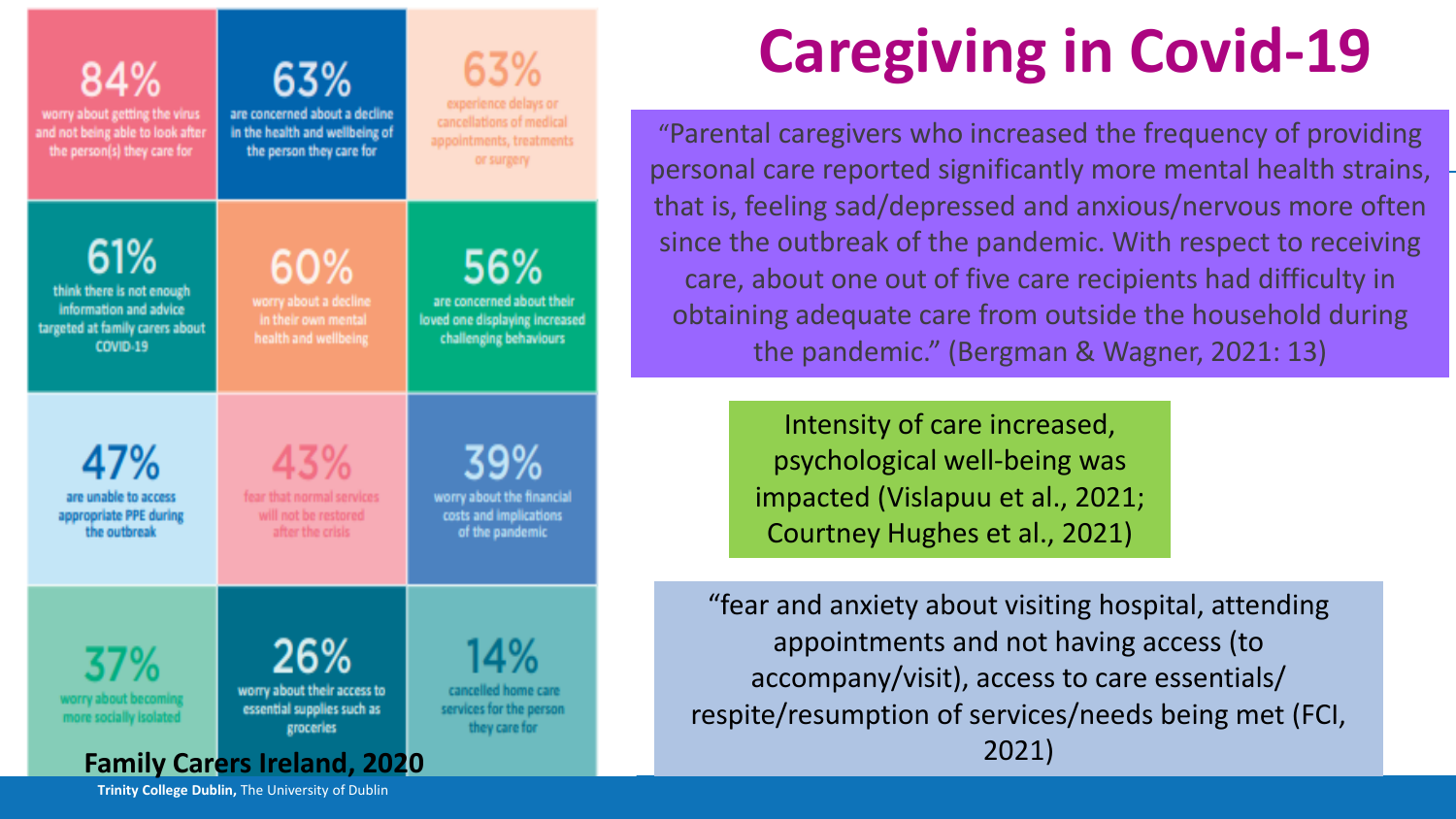# Caregiving in Covid-19

**84%** worry about getting the virus and not being able to look after the person(s) they care for

**63%** are concerned about a decline in the health and wellbeing of the person they care for

**63%** experience delays or cancellations of medical appointments, treatments or surgery

**61%** think there is not enough information and advice targeted at family carers about COVID-19

**60%** worry about a decline in their own mental health and wellbeing

**56%** are concerned about their loved one displaying increased challenging behaviours

**47%** are unable to access appropriate PPE during the outbreak

**43%** fear that normal services will not be restored after the crisis

**39%** worry about the financial costs and implications of the pandemic

**37%** worry about becoming more socially isolated

**26%** worry about their access to essential supplies such as groceries

**14%** cancelled home care services for the person they care for

**Family Carers Ireland, 2020**

"Parental caregivers who increased the frequency of providing personal care reported significantly more mental health strains, that is, feeling sad/depressed and anxious/nervous more often since the outbreak of the pandemic. With respect to receiving care, about one out of five care recipients had difficulty in obtaining adequate care from outside the household during the pandemic." (Bergman & Wagner, 2021: 13)

Intensity of care increased, psychological well-being was impacted (Vislapuu et al., 2021; Courtney Hughes et al., 2021)

"fear and anxiety about visiting hospital, attending appointments and not having access (to accompany/visit), access to care essentials/ respite/resumption of services/needs being met (FCI, 2021)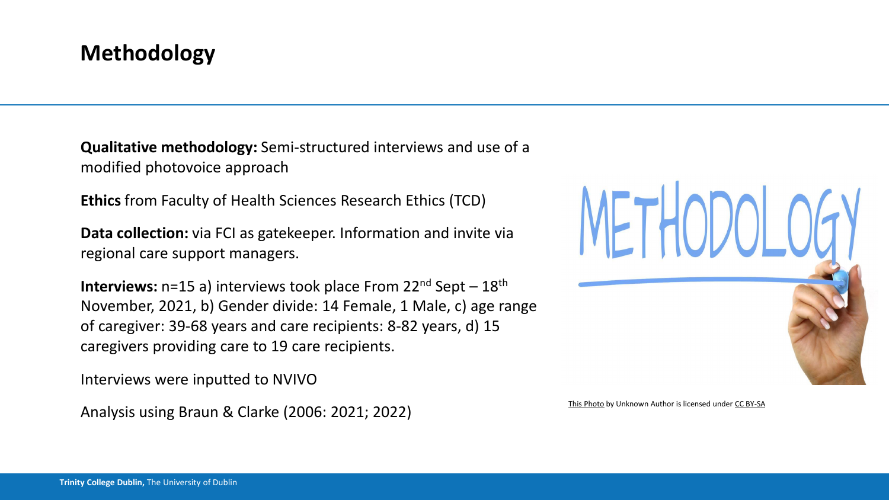# Methodology

**Qualitative methodology:** Semi-structured interviews and use of a modified photovoice approach

**Ethics** from Faculty of Health Sciences Research Ethics (TCD)

**Data collection:** via FCI as gatekeeper. Information and invite via regional care support managers.

**Interviews:** n=15 a) interviews took place From 22nd Sept – 18th November, 2021, b) Gender divide: 14 Female, 1 Male, c) age range of caregiver: 39-68 years and care recipients: 8-82 years, d) 15 caregivers providing care to 19 care recipients.

Interviews were inputted to NVIVO

Analysis using Braun & Clarke (2006: 2021; 2022)

This Photo by Unknown Author is licensed under CC BY-SA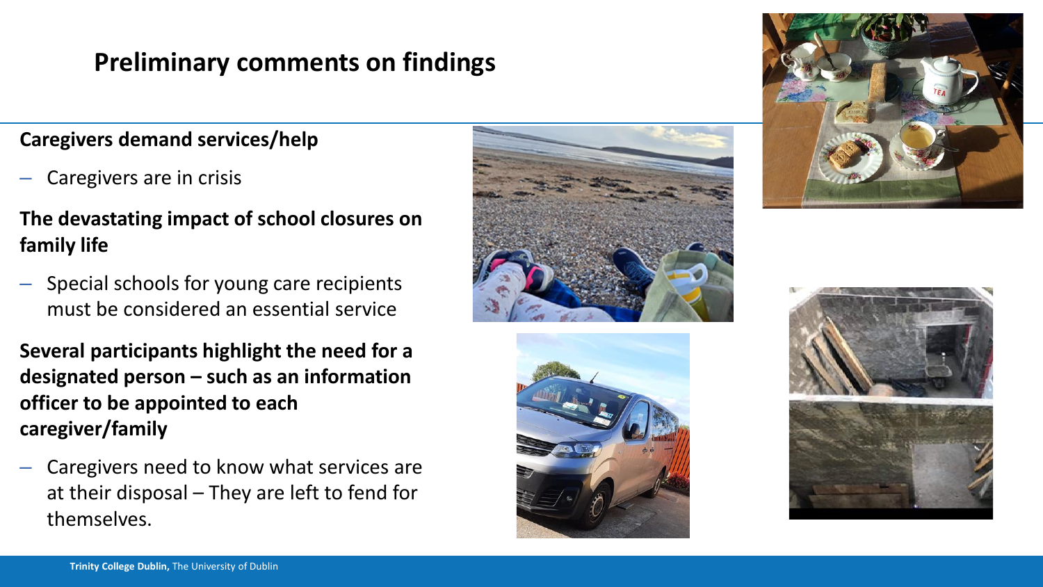# Preliminary comments on findings

**Caregivers demand services/help**

- Caregivers are in crisis

**The devastating impact of school closures on family life**

- Special schools for young care recipients must be considered an essential service

**Several participants highlight the need for a designated person – such as an information officer to be appointed to each caregiver/family**

- Caregivers need to know what services are at their disposal – They are left to fend for themselves.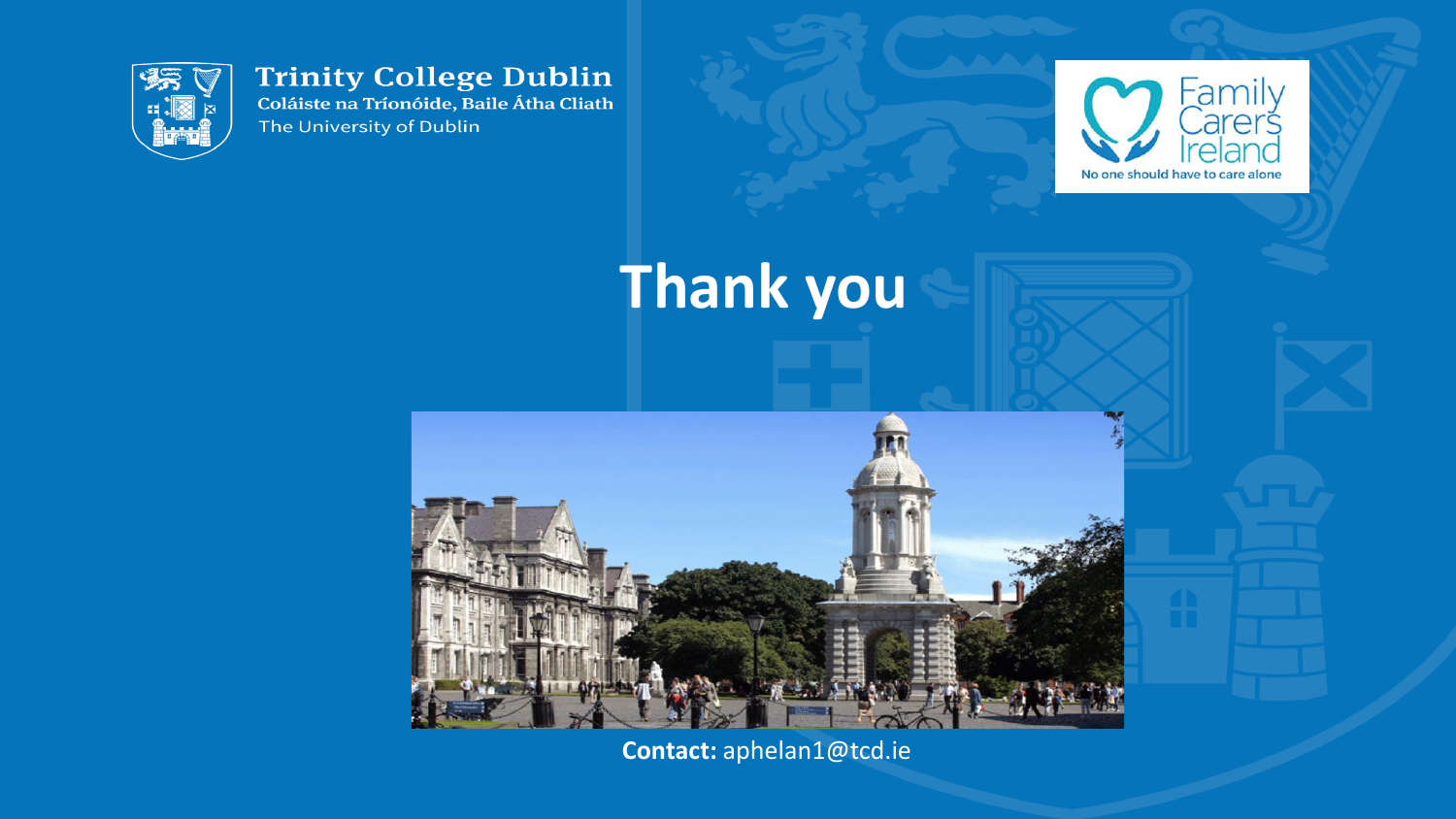Trinity College Dublin
Coláiste na Tríonóide, Baile Átha Cliath
The University of Dublin

Family Carers Ireland
No one should have to care alone

# Thank you

**Contact:** aphelan1@tcd.ie